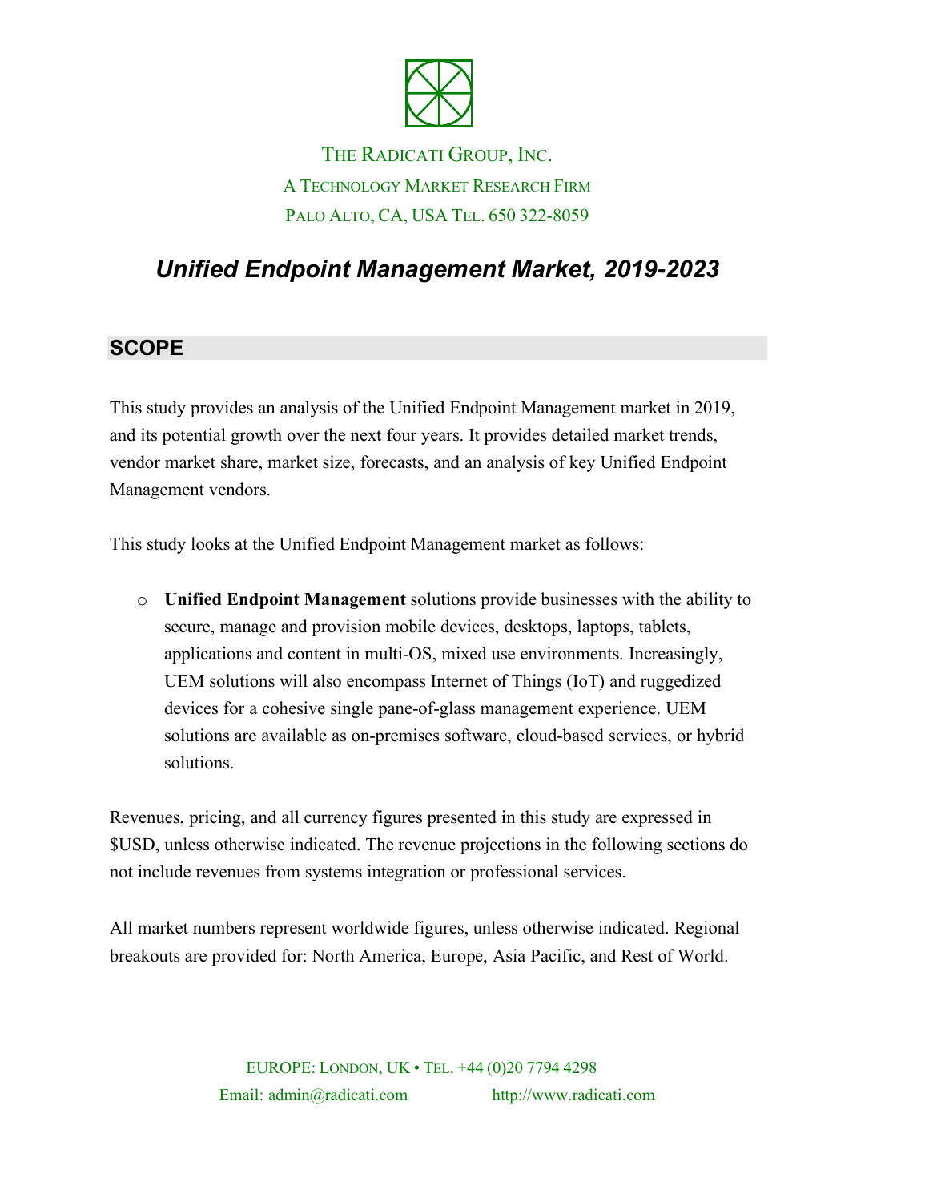THE RADICATI GROUP, INC.
A TECHNOLOGY MARKET RESEARCH FIRM
PALO ALTO, CA, USA TEL. 650 322-8059

# *Unified Endpoint Management Market, 2019-2023*

## SCOPE

This study provides an analysis of the Unified Endpoint Management market in 2019, and its potential growth over the next four years. It provides detailed market trends, vendor market share, market size, forecasts, and an analysis of key Unified Endpoint Management vendors.

This study looks at the Unified Endpoint Management market as follows:

- **Unified Endpoint Management** solutions provide businesses with the ability to secure, manage and provision mobile devices, desktops, laptops, tablets, applications and content in multi-OS, mixed use environments. Increasingly, UEM solutions will also encompass Internet of Things (IoT) and ruggedized devices for a cohesive single pane-of-glass management experience. UEM solutions are available as on-premises software, cloud-based services, or hybrid solutions.

Revenues, pricing, and all currency figures presented in this study are expressed in $USD, unless otherwise indicated. The revenue projections in the following sections do not include revenues from systems integration or professional services.

All market numbers represent worldwide figures, unless otherwise indicated. Regional breakouts are provided for: North America, Europe, Asia Pacific, and Rest of World.

EUROPE: LONDON, UK • TEL. +44 (0)20 7794 4298
Email: admin@radicati.com http://www.radicati.com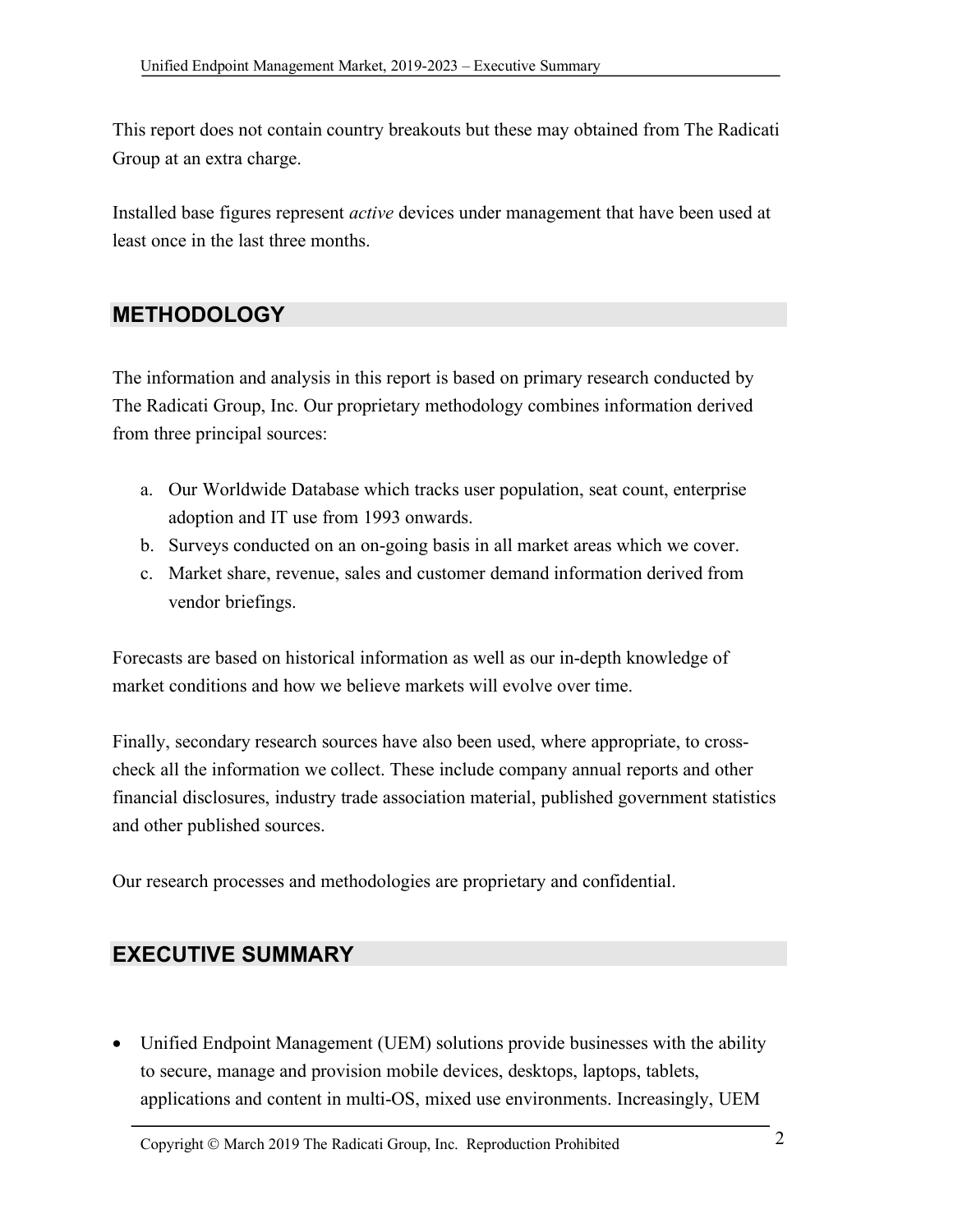This report does not contain country breakouts but these may obtained from The Radicati Group at an extra charge.

Installed base figures represent *active* devices under management that have been used at least once in the last three months.

## METHODOLOGY

The information and analysis in this report is based on primary research conducted by The Radicati Group, Inc. Our proprietary methodology combines information derived from three principal sources:

a. Our Worldwide Database which tracks user population, seat count, enterprise adoption and IT use from 1993 onwards.
b. Surveys conducted on an on-going basis in all market areas which we cover.
c. Market share, revenue, sales and customer demand information derived from vendor briefings.

Forecasts are based on historical information as well as our in-depth knowledge of market conditions and how we believe markets will evolve over time.

Finally, secondary research sources have also been used, where appropriate, to cross-check all the information we collect. These include company annual reports and other financial disclosures, industry trade association material, published government statistics and other published sources.

Our research processes and methodologies are proprietary and confidential.

## EXECUTIVE SUMMARY

- Unified Endpoint Management (UEM) solutions provide businesses with the ability to secure, manage and provision mobile devices, desktops, laptops, tablets, applications and content in multi-OS, mixed use environments. Increasingly, UEM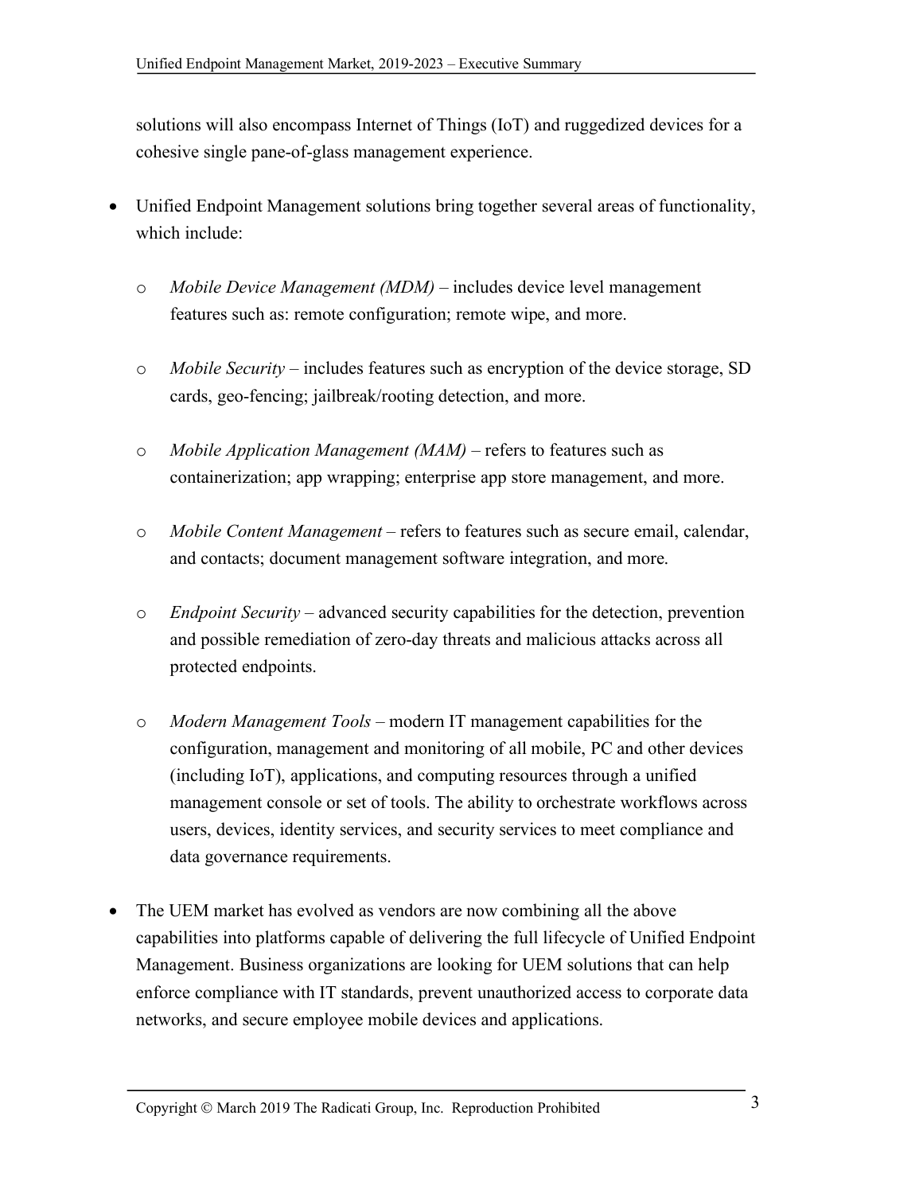solutions will also encompass Internet of Things (IoT) and ruggedized devices for a cohesive single pane-of-glass management experience.

- Unified Endpoint Management solutions bring together several areas of functionality, which include:

  - *Mobile Device Management (MDM)* – includes device level management features such as: remote configuration; remote wipe, and more.

  - *Mobile Security* – includes features such as encryption of the device storage, SD cards, geo-fencing; jailbreak/rooting detection, and more.

  - *Mobile Application Management (MAM)* – refers to features such as containerization; app wrapping; enterprise app store management, and more.

  - *Mobile Content Management* – refers to features such as secure email, calendar, and contacts; document management software integration, and more.

  - *Endpoint Security* – advanced security capabilities for the detection, prevention and possible remediation of zero-day threats and malicious attacks across all protected endpoints.

  - *Modern Management Tools* – modern IT management capabilities for the configuration, management and monitoring of all mobile, PC and other devices (including IoT), applications, and computing resources through a unified management console or set of tools. The ability to orchestrate workflows across users, devices, identity services, and security services to meet compliance and data governance requirements.

- The UEM market has evolved as vendors are now combining all the above capabilities into platforms capable of delivering the full lifecycle of Unified Endpoint Management. Business organizations are looking for UEM solutions that can help enforce compliance with IT standards, prevent unauthorized access to corporate data networks, and secure employee mobile devices and applications.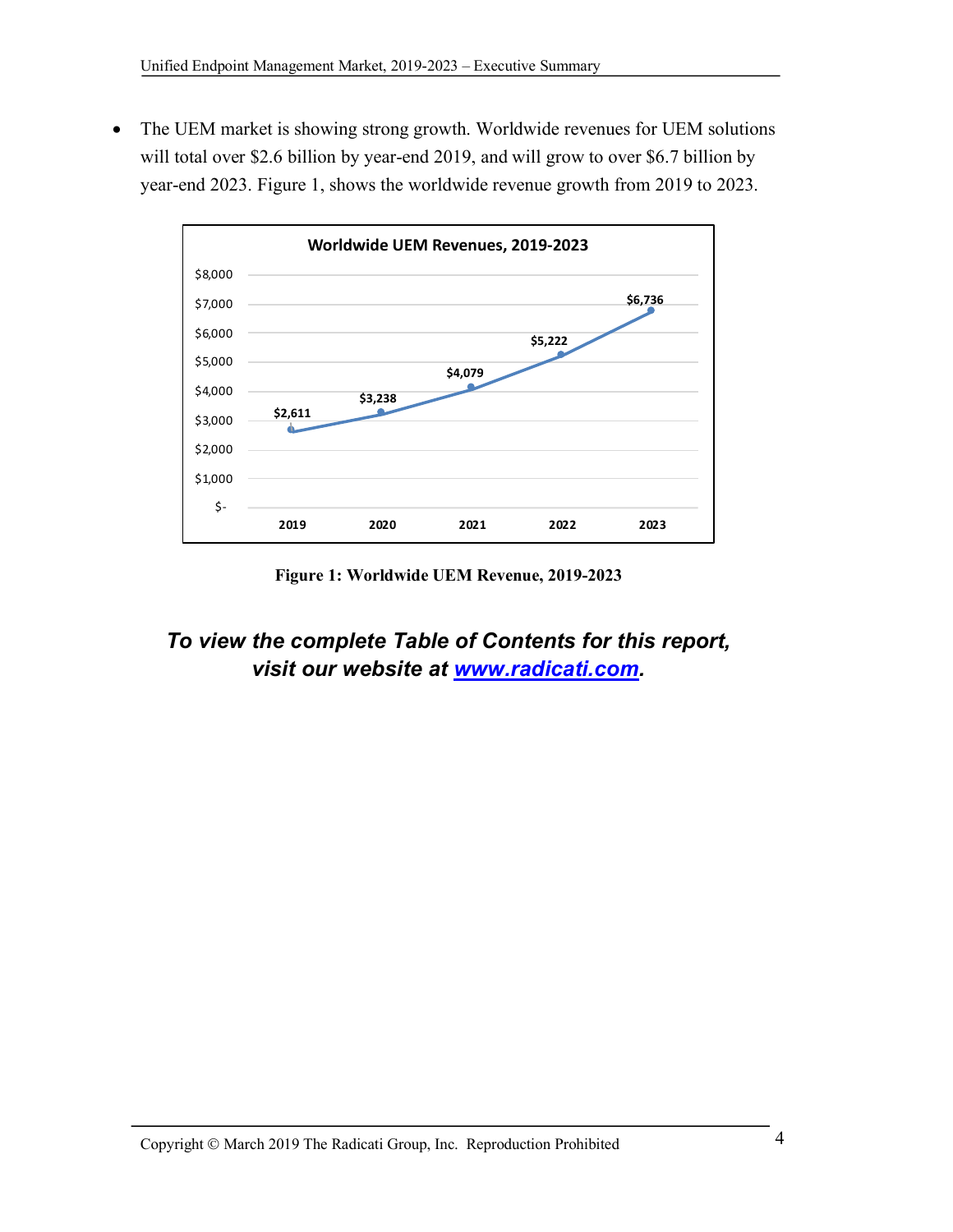- The UEM market is showing strong growth. Worldwide revenues for UEM solutions will total over $2.6 billion by year-end 2019, and will grow to over $6.7 billion by year-end 2023. Figure 1, shows the worldwide revenue growth from 2019 to 2023.

Worldwide UEM Revenues, 2019-2023

$8,000
$7,000
$6,000
$5,000
$4,000
$3,000
$2,000
$1,000
$-

$2,611
$3,238
$4,079
$5,222
$6,736

2019
2020
2021
2022
2023

**Figure 1: Worldwide UEM Revenue, 2019-2023**

***To view the complete Table of Contents for this report, visit our website at [www.radicati.com](http://www.radicati.com).***